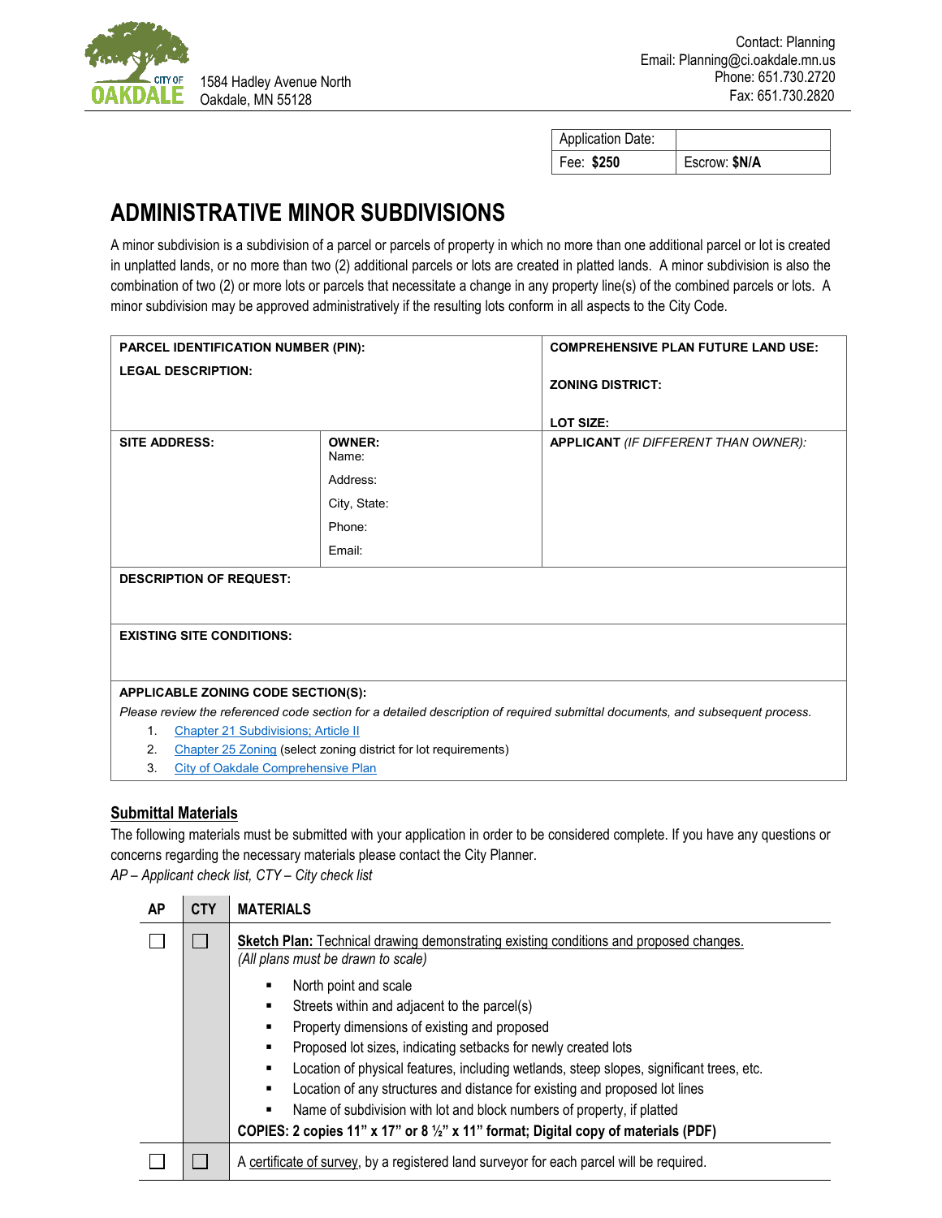CITY OF OAKDALE

1584 Hadley Avenue North
Oakdale, MN 55128

Contact: Planning
Email: Planning@ci.oakdale.mn.us
Phone: 651.730.2720
Fax: 651.730.2820

| Application Date: | |
|---|---|
| Fee: **$250** | Escrow: **$N/A** |

# ADMINISTRATIVE MINOR SUBDIVISIONS

A minor subdivision is a subdivision of a parcel or parcels of property in which no more than one additional parcel or lot is created in unplatted lands, or no more than two (2) additional parcels or lots are created in platted lands. A minor subdivision is also the combination of two (2) or more lots or parcels that necessitate a change in any property line(s) of the combined parcels or lots. A minor subdivision may be approved administratively if the resulting lots conform in all aspects to the City Code.

| | | |
|---|---|---|
| **PARCEL IDENTIFICATION NUMBER (PIN):**<br>**LEGAL DESCRIPTION:** | | **COMPREHENSIVE PLAN FUTURE LAND USE:**<br>**ZONING DISTRICT:**<br>**LOT SIZE:** |
| **SITE ADDRESS:** | **OWNER:**<br>Name:<br>Address:<br>City, State:<br>Phone:<br>Email: | **APPLICANT** *(IF DIFFERENT THAN OWNER):* |
| **DESCRIPTION OF REQUEST:** | | |
| **EXISTING SITE CONDITIONS:** | | |

**APPLICABLE ZONING CODE SECTION(S):**

*Please review the referenced code section for a detailed description of required submittal documents, and subsequent process.*

1. Chapter 21 Subdivisions; Article II
2. Chapter 25 Zoning (select zoning district for lot requirements)
3. City of Oakdale Comprehensive Plan

## Submittal Materials

The following materials must be submitted with your application in order to be considered complete. If you have any questions or concerns regarding the necessary materials please contact the City Planner.

*AP – Applicant check list, CTY – City check list*

| AP | CTY | MATERIALS |
|---|---|---|
| ☐ | ☐ | **Sketch Plan:** Technical drawing demonstrating existing conditions and proposed changes. *(All plans must be drawn to scale)*<br>▪ North point and scale<br>▪ Streets within and adjacent to the parcel(s)<br>▪ Property dimensions of existing and proposed<br>▪ Proposed lot sizes, indicating setbacks for newly created lots<br>▪ Location of physical features, including wetlands, steep slopes, significant trees, etc.<br>▪ Location of any structures and distance for existing and proposed lot lines<br>▪ Name of subdivision with lot and block numbers of property, if platted<br>**COPIES: 2 copies 11" x 17" or 8 ½" x 11" format; Digital copy of materials (PDF)** |
| ☐ | ☐ | A certificate of survey, by a registered land surveyor for each parcel will be required. |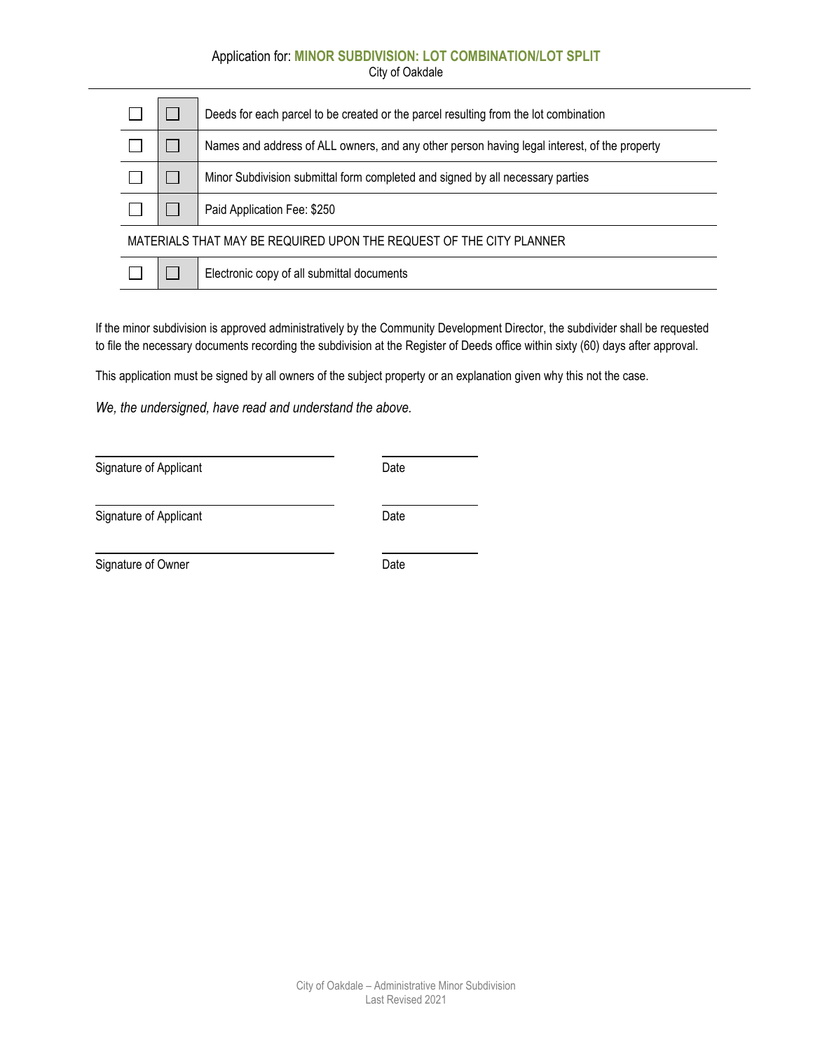Application for: **MINOR SUBDIVISION: LOT COMBINATION/LOT SPLIT**
City of Oakdale

| | | |
|---|---|---|
| ☐ | ☐ | Deeds for each parcel to be created or the parcel resulting from the lot combination |
| ☐ | ☐ | Names and address of ALL owners, and any other person having legal interest, of the property |
| ☐ | ☐ | Minor Subdivision submittal form completed and signed by all necessary parties |
| ☐ | ☐ | Paid Application Fee: $250 |
| MATERIALS THAT MAY BE REQUIRED UPON THE REQUEST OF THE CITY PLANNER | | |
| ☐ | ☐ | Electronic copy of all submittal documents |

If the minor subdivision is approved administratively by the Community Development Director, the subdivider shall be requested to file the necessary documents recording the subdivision at the Register of Deeds office within sixty (60) days after approval.

This application must be signed by all owners of the subject property or an explanation given why this not the case.

*We, the undersigned, have read and understand the above.*

\_\_\_\_\_\_\_\_\_\_\_\_\_\_\_\_\_\_\_\_\_\_\_\_\_\_\_\_\_\_ \_\_\_\_\_\_\_\_\_\_\_\_
Signature of Applicant Date

\_\_\_\_\_\_\_\_\_\_\_\_\_\_\_\_\_\_\_\_\_\_\_\_\_\_\_\_\_\_ \_\_\_\_\_\_\_\_\_\_\_\_
Signature of Applicant Date

\_\_\_\_\_\_\_\_\_\_\_\_\_\_\_\_\_\_\_\_\_\_\_\_\_\_\_\_\_\_ \_\_\_\_\_\_\_\_\_\_\_\_
Signature of Owner Date

City of Oakdale – Administrative Minor Subdivision
Last Revised 2021